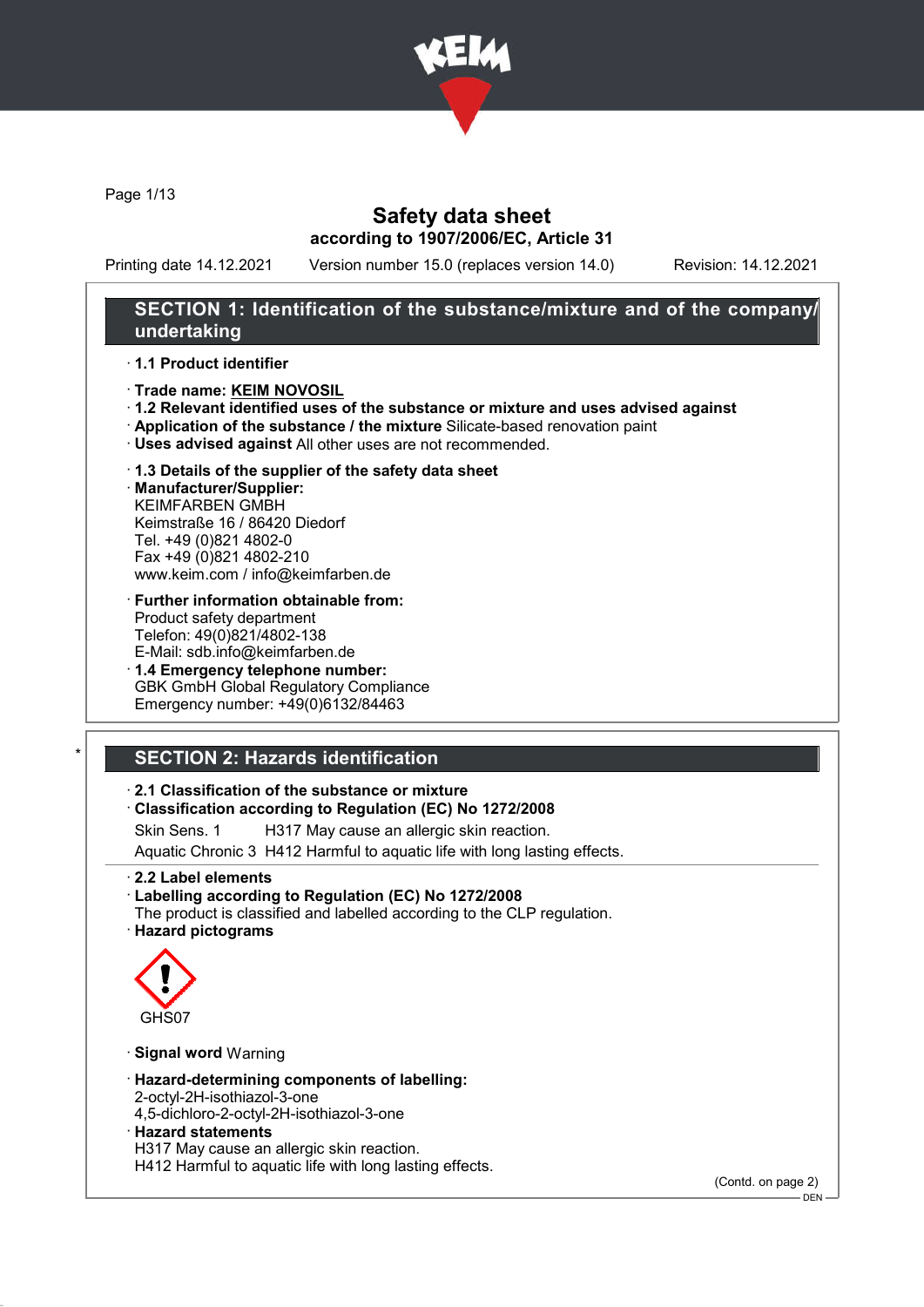# Safety data sheet

**according to 1907/2006/EC, Article 31**

Printing date 14.12.2021 Version number 15.0 (replaces version 14.0) Revision: 14.12.2021

## SECTION 1: Identification of the substance/mixture and of the company/undertaking

· **1.1 Product identifier**

· **Trade name: KEIM NOVOSIL**

· **1.2 Relevant identified uses of the substance or mixture and uses advised against**

· **Application of the substance / the mixture** Silicate-based renovation paint

· **Uses advised against** All other uses are not recommended.

· **1.3 Details of the supplier of the safety data sheet**

· **Manufacturer/Supplier:**
KEIMFARBEN GMBH
Keimstraße 16 / 86420 Diedorf
Tel. +49 (0)821 4802-0
Fax +49 (0)821 4802-210
www.keim.com / info@keimfarben.de

· **Further information obtainable from:**
Product safety department
Telefon: 49(0)821/4802-138
E-Mail: sdb.info@keimfarben.de

· **1.4 Emergency telephone number:**
GBK GmbH Global Regulatory Compliance
Emergency number: +49(0)6132/84463

## * SECTION 2: Hazards identification

· **2.1 Classification of the substance or mixture**

· **Classification according to Regulation (EC) No 1272/2008**

| | |
|---|---|
| Skin Sens. 1 | H317 May cause an allergic skin reaction. |
| Aquatic Chronic 3 | H412 Harmful to aquatic life with long lasting effects. |

· **2.2 Label elements**

· **Labelling according to Regulation (EC) No 1272/2008**
The product is classified and labelled according to the CLP regulation.

· **Hazard pictograms**

GHS07

· **Signal word** Warning

· **Hazard-determining components of labelling:**
2-octyl-2H-isothiazol-3-one
4,5-dichloro-2-octyl-2H-isothiazol-3-one

· **Hazard statements**
H317 May cause an allergic skin reaction.
H412 Harmful to aquatic life with long lasting effects.

(Contd. on page 2)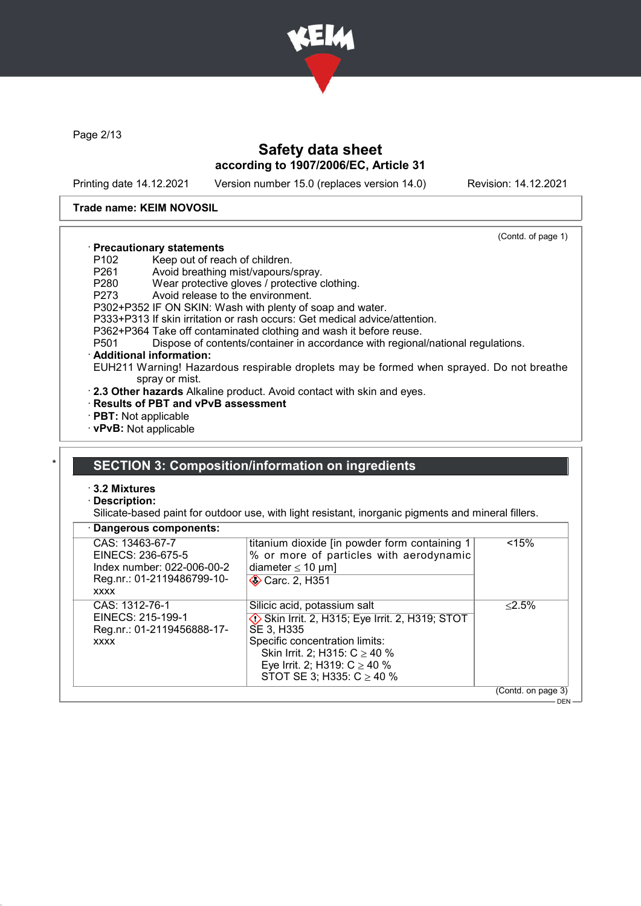Safety data sheet
according to 1907/2006/EC, Article 31

Printing date 14.12.2021 Version number 15.0 (replaces version 14.0) Revision: 14.12.2021

**Trade name: KEIM NOVOSIL**

(Contd. of page 1)

· **Precautionary statements**

P102 Keep out of reach of children.
P261 Avoid breathing mist/vapours/spray.
P280 Wear protective gloves / protective clothing.
P273 Avoid release to the environment.
P302+P352 IF ON SKIN: Wash with plenty of soap and water.
P333+P313 If skin irritation or rash occurs: Get medical advice/attention.
P362+P364 Take off contaminated clothing and wash it before reuse.
P501 Dispose of contents/container in accordance with regional/national regulations.

· **Additional information:**

EUH211 Warning! Hazardous respirable droplets may be formed when sprayed. Do not breathe spray or mist.

· **2.3 Other hazards** Alkaline product. Avoid contact with skin and eyes.

· **Results of PBT and vPvB assessment**

· **PBT:** Not applicable

· **vPvB:** Not applicable

## SECTION 3: Composition/information on ingredients

· **3.2 Mixtures**

· **Description:**

Silicate-based paint for outdoor use, with light resistant, inorganic pigments and mineral fillers.

· **Dangerous components:**

| | | |
|---|---|---|
| CAS: 13463-67-7<br>EINECS: 236-675-5<br>Index number: 022-006-00-2<br>Reg.nr.: 01-2119486799-10-xxxx | titanium dioxide [in powder form containing 1 % or more of particles with aerodynamic diameter ≤ 10 μm]<br>Carc. 2, H351 | <15% |
| CAS: 1312-76-1<br>EINECS: 215-199-1<br>Reg.nr.: 01-2119456888-17-xxxx | Silicic acid, potassium salt<br>Skin Irrit. 2, H315; Eye Irrit. 2, H319; STOT SE 3, H335<br>Specific concentration limits:<br>Skin Irrit. 2; H315: C ≥ 40 %<br>Eye Irrit. 2; H319: C ≥ 40 %<br>STOT SE 3; H335: C ≥ 40 % | ≤2.5% |

(Contd. on page 3)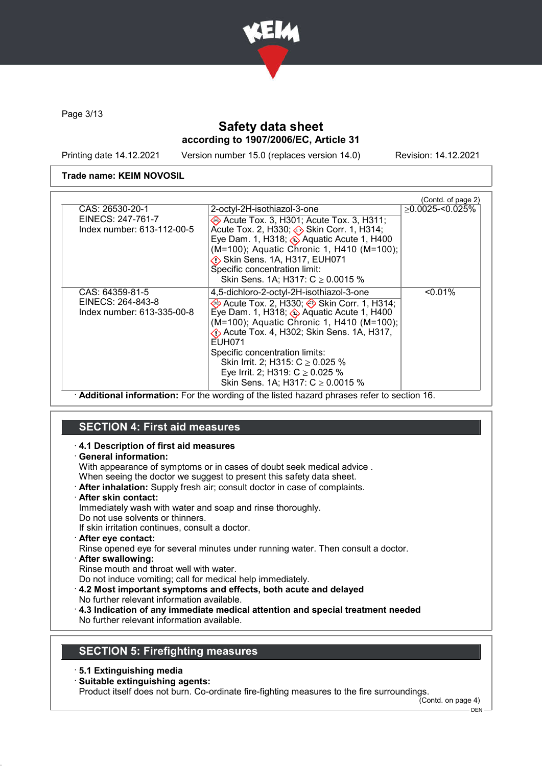Safety data sheet
according to 1907/2006/EC, Article 31

Printing date 14.12.2021 Version number 15.0 (replaces version 14.0) Revision: 14.12.2021

**Trade name: KEIM NOVOSIL**

(Contd. of page 2)

| | | |
|---|---|---|
| CAS: 26530-20-1<br>EINECS: 247-761-7<br>Index number: 613-112-00-5 | 2-octyl-2H-isothiazol-3-one<br>Acute Tox. 3, H301; Acute Tox. 3, H311; Acute Tox. 2, H330; Skin Corr. 1, H314; Eye Dam. 1, H318; Aquatic Acute 1, H400 (M=100); Aquatic Chronic 1, H410 (M=100); Skin Sens. 1A, H317, EUH071<br>Specific concentration limit:<br>Skin Sens. 1A; H317: C ≥ 0.0015 % | ≥0.0025-<0.025% |
| CAS: 64359-81-5<br>EINECS: 264-843-8<br>Index number: 613-335-00-8 | 4,5-dichloro-2-octyl-2H-isothiazol-3-one<br>Acute Tox. 2, H330; Skin Corr. 1, H314; Eye Dam. 1, H318; Aquatic Acute 1, H400 (M=100); Aquatic Chronic 1, H410 (M=100); Acute Tox. 4, H302; Skin Sens. 1A, H317, EUH071<br>Specific concentration limits:<br>Skin Irrit. 2; H315: C ≥ 0.025 %<br>Eye Irrit. 2; H319: C ≥ 0.025 %<br>Skin Sens. 1A; H317: C ≥ 0.0015 % | <0.01% |

· **Additional information:** For the wording of the listed hazard phrases refer to section 16.

## SECTION 4: First aid measures

· **4.1 Description of first aid measures**
· **General information:**
With appearance of symptoms or in cases of doubt seek medical advice .
When seeing the doctor we suggest to present this safety data sheet.
· **After inhalation:** Supply fresh air; consult doctor in case of complaints.
· **After skin contact:**
Immediately wash with water and soap and rinse thoroughly.
Do not use solvents or thinners.
If skin irritation continues, consult a doctor.
· **After eye contact:**
Rinse opened eye for several minutes under running water. Then consult a doctor.
· **After swallowing:**
Rinse mouth and throat well with water.
Do not induce vomiting; call for medical help immediately.
· **4.2 Most important symptoms and effects, both acute and delayed**
No further relevant information available.
· **4.3 Indication of any immediate medical attention and special treatment needed**
No further relevant information available.

## SECTION 5: Firefighting measures

· **5.1 Extinguishing media**
· **Suitable extinguishing agents:**
Product itself does not burn. Co-ordinate fire-fighting measures to the fire surroundings.

(Contd. on page 4)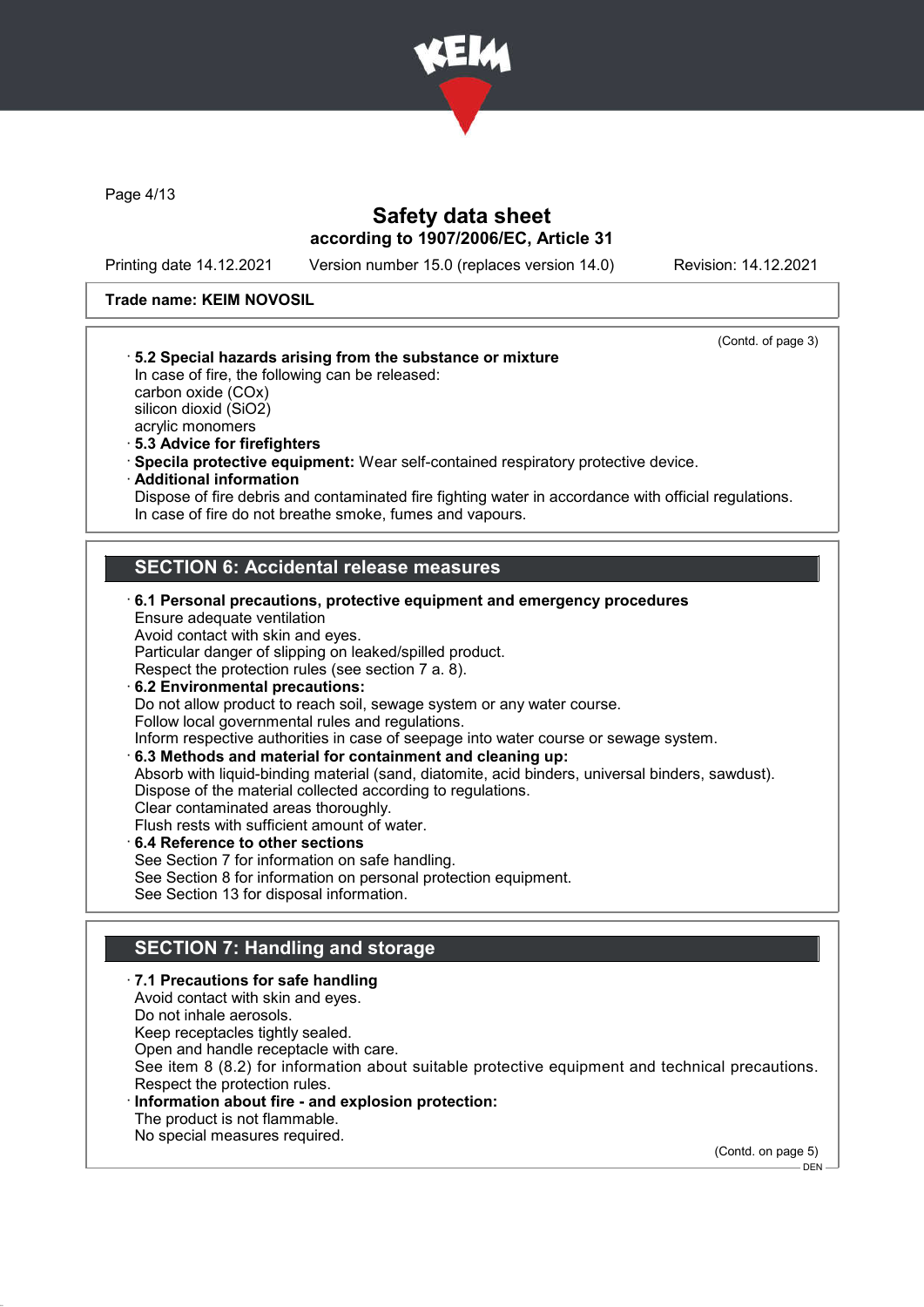**Trade name: KEIM NOVOSIL**

(Contd. of page 3)

· **5.2 Special hazards arising from the substance or mixture**
In case of fire, the following can be released:
carbon oxide (COx)
silicon dioxid ($SiO_2$)
acrylic monomers
· **5.3 Advice for firefighters**
· **Specila protective equipment:** Wear self-contained respiratory protective device.
· **Additional information**
Dispose of fire debris and contaminated fire fighting water in accordance with official regulations.
In case of fire do not breathe smoke, fumes and vapours.

## SECTION 6: Accidental release measures

· **6.1 Personal precautions, protective equipment and emergency procedures**
Ensure adequate ventilation
Avoid contact with skin and eyes.
Particular danger of slipping on leaked/spilled product.
Respect the protection rules (see section 7 a. 8).
· **6.2 Environmental precautions:**
Do not allow product to reach soil, sewage system or any water course.
Follow local governmental rules and regulations.
Inform respective authorities in case of seepage into water course or sewage system.
· **6.3 Methods and material for containment and cleaning up:**
Absorb with liquid-binding material (sand, diatomite, acid binders, universal binders, sawdust).
Dispose of the material collected according to regulations.
Clear contaminated areas thoroughly.
Flush rests with sufficient amount of water.
· **6.4 Reference to other sections**
See Section 7 for information on safe handling.
See Section 8 for information on personal protection equipment.
See Section 13 for disposal information.

## SECTION 7: Handling and storage

· **7.1 Precautions for safe handling**
Avoid contact with skin and eyes.
Do not inhale aerosols.
Keep receptacles tightly sealed.
Open and handle receptacle with care.
See item 8 (8.2) for information about suitable protective equipment and technical precautions.
Respect the protection rules.
· **Information about fire - and explosion protection:**
The product is not flammable.
No special measures required.

(Contd. on page 5)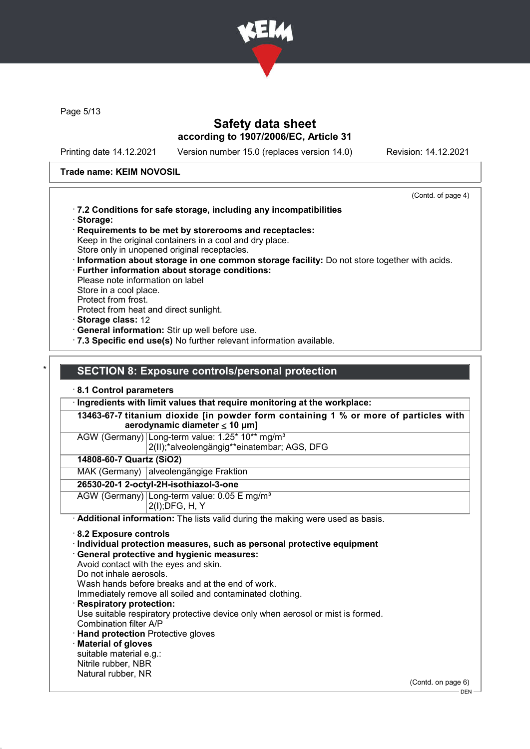Trade name: KEIM NOVOSIL

(Contd. of page 4)

· **7.2 Conditions for safe storage, including any incompatibilities**
· **Storage:**
· **Requirements to be met by storerooms and receptacles:**
Keep in the original containers in a cool and dry place.
Store only in unopened original receptacles.
· **Information about storage in one common storage facility:** Do not store together with acids.
· **Further information about storage conditions:**
Please note information on label
Store in a cool place.
Protect from frost.
Protect from heat and direct sunlight.
· **Storage class:** 12
· **General information:** Stir up well before use.
· **7.3 Specific end use(s)** No further relevant information available.

## SECTION 8: Exposure controls/personal protection

· **8.1 Control parameters**

| · **Ingredients with limit values that require monitoring at the workplace:** | |
|---|---|
| **13463-67-7 titanium dioxide [in powder form containing 1 % or more of particles with aerodynamic diameter ≤ 10 μm]** | |
| AGW (Germany) | Long-term value: 1.25* 10** mg/m³<br>2(II);*alveolengängig**einatembar; AGS, DFG |
| **14808-60-7 Quartz ($SiO_2$)** | |
| MAK (Germany) | alveolengängige Fraktion |
| **26530-20-1 2-octyl-2H-isothiazol-3-one** | |
| AGW (Germany) | Long-term value: 0.05 E mg/m³<br>2(I);DFG, H, Y |

· **Additional information:** The lists valid during the making were used as basis.

· **8.2 Exposure controls**
· **Individual protection measures, such as personal protective equipment**
· **General protective and hygienic measures:**
Avoid contact with the eyes and skin.
Do not inhale aerosols.
Wash hands before breaks and at the end of work.
Immediately remove all soiled and contaminated clothing.
· **Respiratory protection:**
Use suitable respiratory protective device only when aerosol or mist is formed.
Combination filter A/P
· **Hand protection** Protective gloves
· **Material of gloves**
suitable material e.g.:
Nitrile rubber, NBR
Natural rubber, NR

(Contd. on page 6)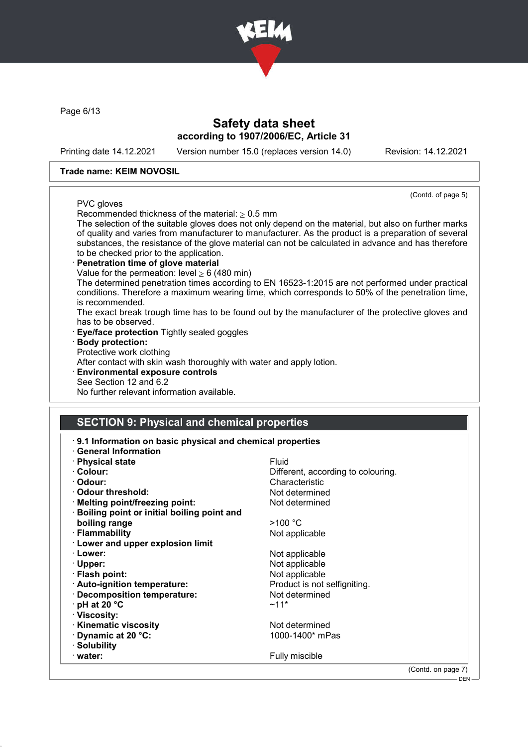**Trade name: KEIM NOVOSIL**

(Contd. of page 5)

PVC gloves

Recommended thickness of the material: ≥ 0.5 mm

The selection of the suitable gloves does not only depend on the material, but also on further marks of quality and varies from manufacturer to manufacturer. As the product is a preparation of several substances, the resistance of the glove material can not be calculated in advance and has therefore to be checked prior to the application.

· **Penetration time of glove material**

Value for the permeation: level ≥ 6 (480 min)

The determined penetration times according to EN 16523-1:2015 are not performed under practical conditions. Therefore a maximum wearing time, which corresponds to 50% of the penetration time, is recommended.

The exact break trough time has to be found out by the manufacturer of the protective gloves and has to be observed.

· **Eye/face protection** Tightly sealed goggles

· **Body protection:**

Protective work clothing

After contact with skin wash thoroughly with water and apply lotion.

· **Environmental exposure controls**

See Section 12 and 6.2

No further relevant information available.

## SECTION 9: Physical and chemical properties

· **9.1 Information on basic physical and chemical properties**

· **General Information**

| | |
|---|---|
| · **Physical state** | Fluid |
| · **Colour:** | Different, according to colouring. |
| · **Odour:** | Characteristic |
| · **Odour threshold:** | Not determined |
| · **Melting point/freezing point:** | Not determined |
| · **Boiling point or initial boiling point and boiling range** | >100 °C |
| · **Flammability** | Not applicable |
| · **Lower and upper explosion limit** | |
| · **Lower:** | Not applicable |
| · **Upper:** | Not applicable |
| · **Flash point:** | Not applicable |
| · **Auto-ignition temperature:** | Product is not selfigniting. |
| · **Decomposition temperature:** | Not determined |
| · **pH at 20 °C** | ~11* |
| · **Viscosity:** | |
| · **Kinematic viscosity** | Not determined |
| · **Dynamic at 20 °C:** | 1000-1400* mPas |
| · **Solubility** | |
| · **water:** | Fully miscible |

(Contd. on page 7)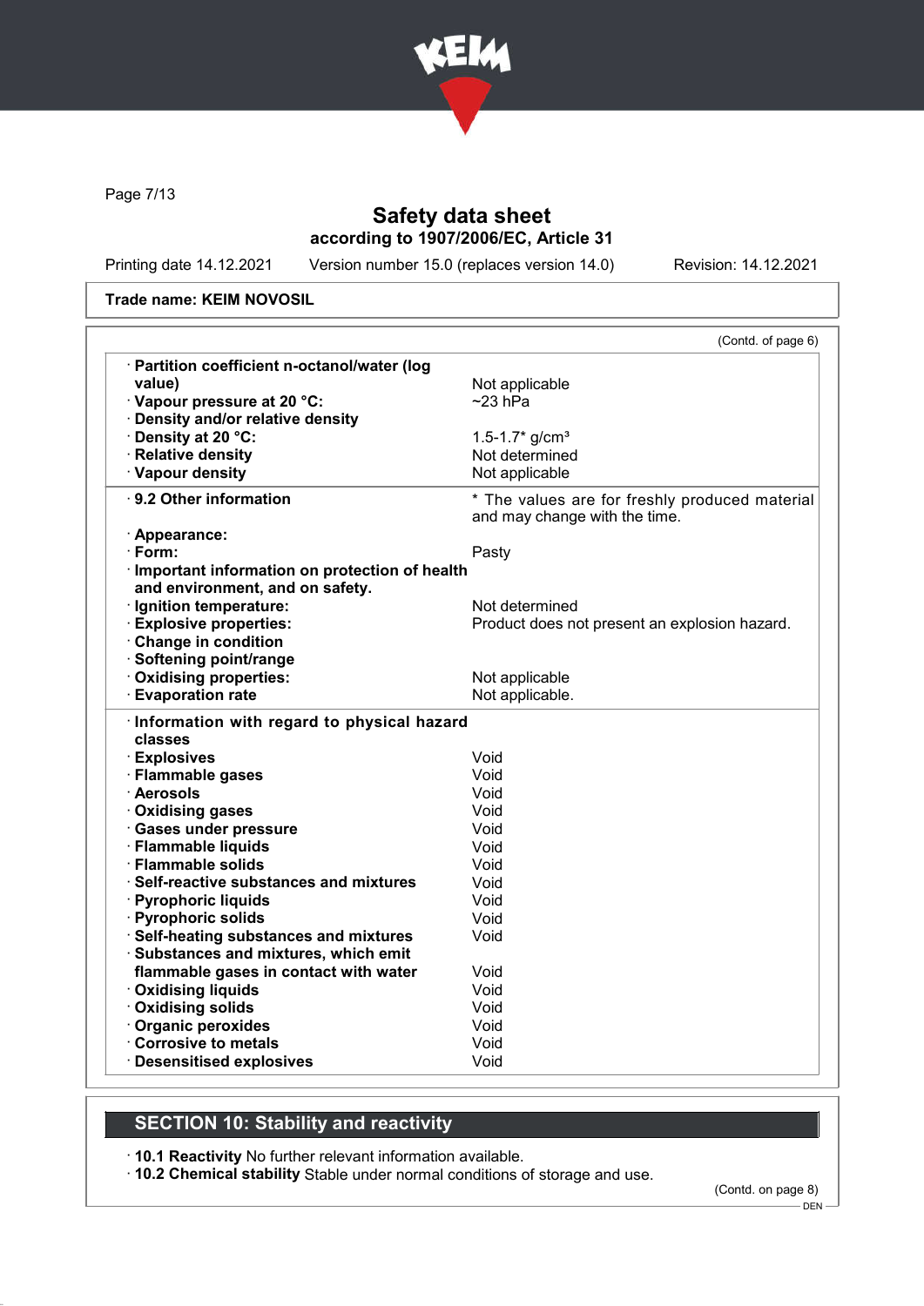Safety data sheet
according to 1907/2006/EC, Article 31

Printing date 14.12.2021 Version number 15.0 (replaces version 14.0) Revision: 14.12.2021

**Trade name: KEIM NOVOSIL**

(Contd. of page 6)

| | |
|---|---|
| · **Partition coefficient n-octanol/water (log value)** | Not applicable |
| · **Vapour pressure at 20 °C:** | ~23 hPa |
| · **Density and/or relative density** | |
| · **Density at 20 °C:** | 1.5-1.7* g/cm³ |
| · **Relative density** | Not determined |
| · **Vapour density** | Not applicable |
| · **9.2 Other information** | * The values are for freshly produced material and may change with the time. |
| · **Appearance:** | |
| · **Form:** | Pasty |
| · **Important information on protection of health and environment, and on safety.** | |
| · **Ignition temperature:** | Not determined |
| · **Explosive properties:** | Product does not present an explosion hazard. |
| · **Change in condition** | |
| · **Softening point/range** | |
| · **Oxidising properties:** | Not applicable |
| · **Evaporation rate** | Not applicable. |
| · **Information with regard to physical hazard classes** | |
| · **Explosives** | Void |
| · **Flammable gases** | Void |
| · **Aerosols** | Void |
| · **Oxidising gases** | Void |
| · **Gases under pressure** | Void |
| · **Flammable liquids** | Void |
| · **Flammable solids** | Void |
| · **Self-reactive substances and mixtures** | Void |
| · **Pyrophoric liquids** | Void |
| · **Pyrophoric solids** | Void |
| · **Self-heating substances and mixtures** | Void |
| · **Substances and mixtures, which emit flammable gases in contact with water** | Void |
| · **Oxidising liquids** | Void |
| · **Oxidising solids** | Void |
| · **Organic peroxides** | Void |
| · **Corrosive to metals** | Void |
| · **Desensitised explosives** | Void |

## SECTION 10: Stability and reactivity

· **10.1 Reactivity** No further relevant information available.
· **10.2 Chemical stability** Stable under normal conditions of storage and use.

(Contd. on page 8)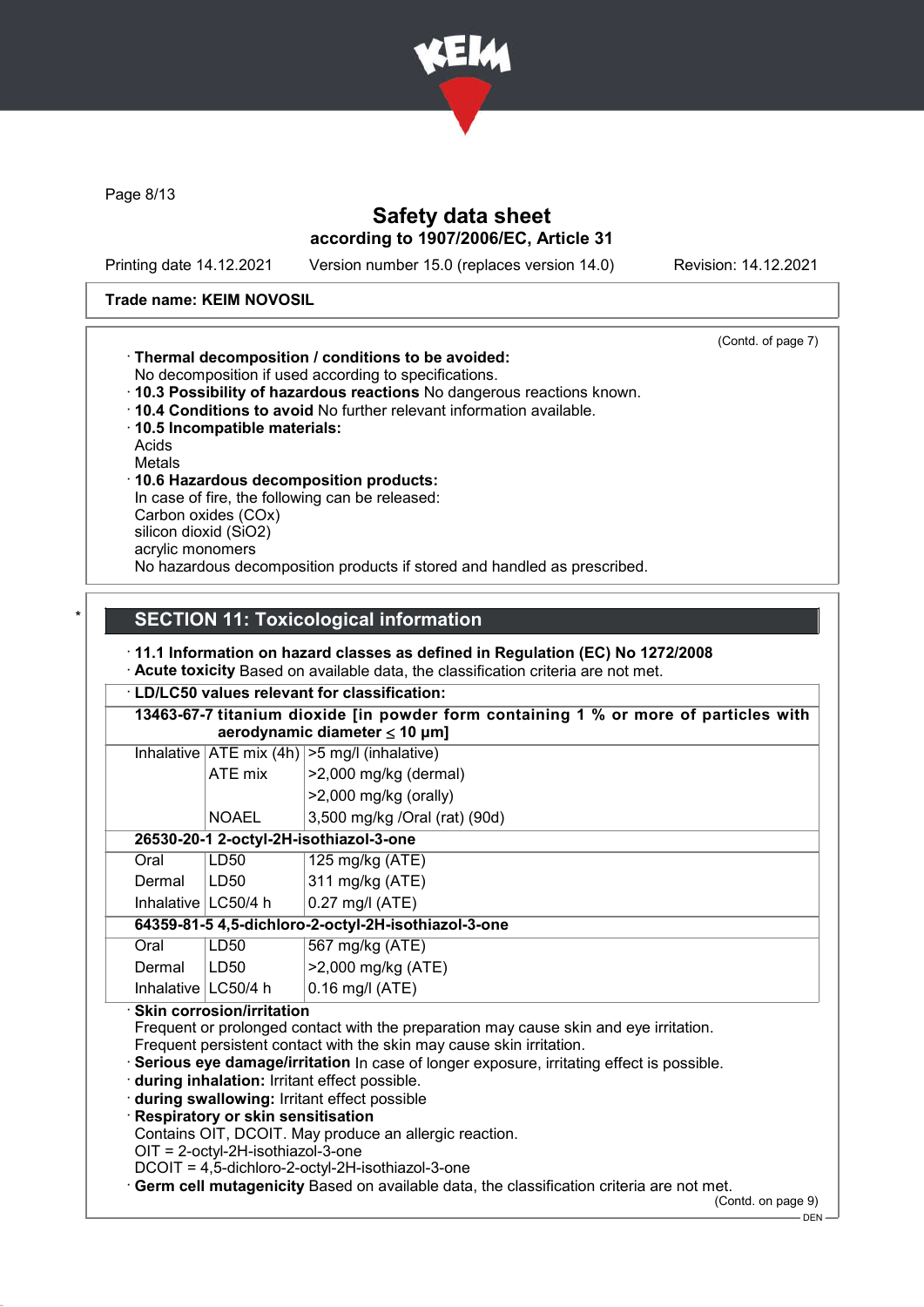Trade name: KEIM NOVOSIL

(Contd. of page 7)

· **Thermal decomposition / conditions to be avoided:**
No decomposition if used according to specifications.
· **10.3 Possibility of hazardous reactions** No dangerous reactions known.
· **10.4 Conditions to avoid** No further relevant information available.
· **10.5 Incompatible materials:**
Acids
Metals
· **10.6 Hazardous decomposition products:**
In case of fire, the following can be released:
Carbon oxides (COx)
silicon dioxid ($SiO_2$)
acrylic monomers
No hazardous decomposition products if stored and handled as prescribed.

## SECTION 11: Toxicological information

· **11.1 Information on hazard classes as defined in Regulation (EC) No 1272/2008**
· **Acute toxicity** Based on available data, the classification criteria are not met.

| · LD/LC50 values relevant for classification: | | |
|---|---|---|
| **13463-67-7 titanium dioxide [in powder form containing 1 % or more of particles with aerodynamic diameter ≤ 10 μm]** | | |
| Inhalative | ATE mix (4h) | >5 mg/l (inhalative) |
| | ATE mix | >2,000 mg/kg (dermal) |
| | | >2,000 mg/kg (orally) |
| | NOAEL | 3,500 mg/kg /Oral (rat) (90d) |
| **26530-20-1 2-octyl-2H-isothiazol-3-one** | | |
| Oral | LD50 | 125 mg/kg (ATE) |
| Dermal | LD50 | 311 mg/kg (ATE) |
| Inhalative | LC50/4 h | 0.27 mg/l (ATE) |
| **64359-81-5 4,5-dichloro-2-octyl-2H-isothiazol-3-one** | | |
| Oral | LD50 | 567 mg/kg (ATE) |
| Dermal | LD50 | >2,000 mg/kg (ATE) |
| Inhalative | LC50/4 h | 0.16 mg/l (ATE) |

· **Skin corrosion/irritation**
Frequent or prolonged contact with the preparation may cause skin and eye irritation.
Frequent persistent contact with the skin may cause skin irritation.
· **Serious eye damage/irritation** In case of longer exposure, irritating effect is possible.
· **during inhalation:** Irritant effect possible.
· **during swallowing:** Irritant effect possible
· **Respiratory or skin sensitisation**
Contains OIT, DCOIT. May produce an allergic reaction.
OIT = 2-octyl-2H-isothiazol-3-one
DCOIT = 4,5-dichloro-2-octyl-2H-isothiazol-3-one
· **Germ cell mutagenicity** Based on available data, the classification criteria are not met.

(Contd. on page 9)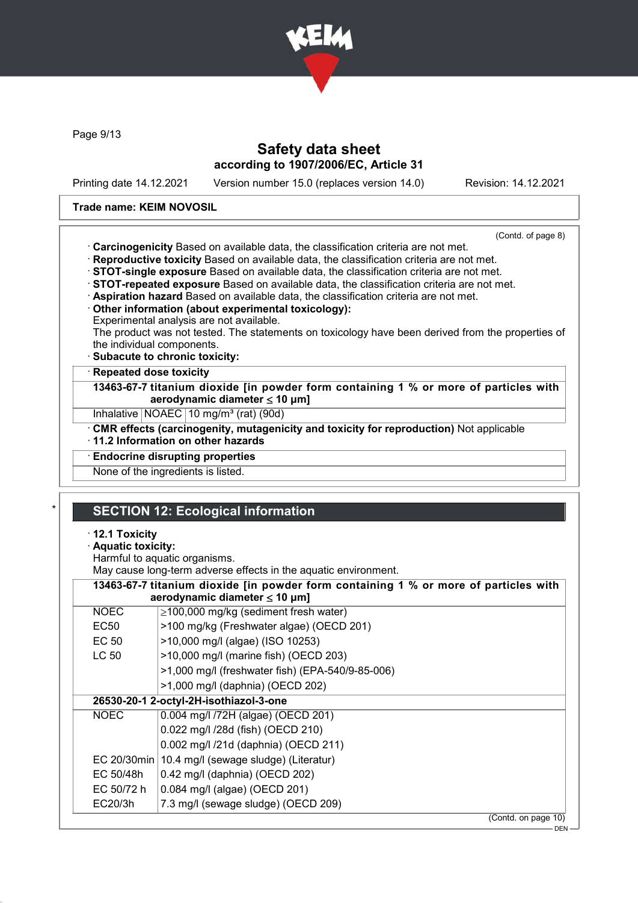Trade name: KEIM NOVOSIL

(Contd. of page 8)

· **Carcinogenicity** Based on available data, the classification criteria are not met.
· **Reproductive toxicity** Based on available data, the classification criteria are not met.
· **STOT-single exposure** Based on available data, the classification criteria are not met.
· **STOT-repeated exposure** Based on available data, the classification criteria are not met.
· **Aspiration hazard** Based on available data, the classification criteria are not met.
· **Other information (about experimental toxicology):**
Experimental analysis are not available.
The product was not tested. The statements on toxicology have been derived from the properties of the individual components.
· **Subacute to chronic toxicity:**

· **Repeated dose toxicity**

| **13463-67-7 titanium dioxide [in powder form containing 1 % or more of particles with aerodynamic diameter ≤ 10 μm]** | | |
|---|---|---|
| Inhalative | NOAEC | 10 mg/m³ (rat) (90d) |

· **CMR effects (carcinogenity, mutagenicity and toxicity for reproduction)** Not applicable
· **11.2 Information on other hazards**

· **Endocrine disrupting properties**

None of the ingredients is listed.

## SECTION 12: Ecological information

· **12.1 Toxicity**
· **Aquatic toxicity:**
Harmful to aquatic organisms.
May cause long-term adverse effects in the aquatic environment.

| **13463-67-7 titanium dioxide [in powder form containing 1 % or more of particles with aerodynamic diameter ≤ 10 μm]** | |
|---|---|
| NOEC | ≥100,000 mg/kg (sediment fresh water) |
| EC50 | >100 mg/kg (Freshwater algae) (OECD 201) |
| EC 50 | >10,000 mg/l (algae) (ISO 10253) |
| LC 50 | >10,000 mg/l (marine fish) (OECD 203) |
| | >1,000 mg/l (freshwater fish) (EPA-540/9-85-006) |
| | >1,000 mg/l (daphnia) (OECD 202) |
| **26530-20-1 2-octyl-2H-isothiazol-3-one** | |
| NOEC | 0.004 mg/l /72H (algae) (OECD 201) |
| | 0.022 mg/l /28d (fish) (OECD 210) |
| | 0.002 mg/l /21d (daphnia) (OECD 211) |
| EC 20/30min | 10.4 mg/l (sewage sludge) (Literatur) |
| EC 50/48h | 0.42 mg/l (daphnia) (OECD 202) |
| EC 50/72 h | 0.084 mg/l (algae) (OECD 201) |
| EC20/3h | 7.3 mg/l (sewage sludge) (OECD 209) |

(Contd. on page 10)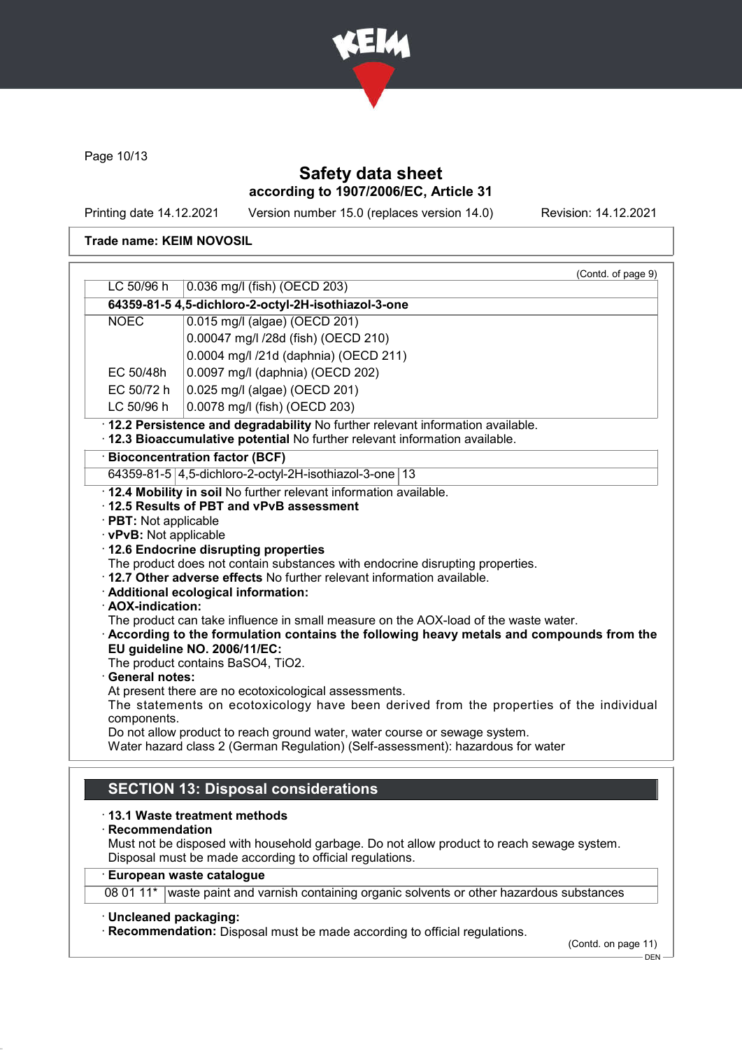(Contd. of page 9)

| | |
|---|---|
| LC 50/96 h | 0.036 mg/l (fish) (OECD 203) |
| **64359-81-5 4,5-dichloro-2-octyl-2H-isothiazol-3-one** | |
| NOEC | 0.015 mg/l (algae) (OECD 201) |
| | 0.00047 mg/l /28d (fish) (OECD 210) |
| | 0.0004 mg/l /21d (daphnia) (OECD 211) |
| EC 50/48h | 0.0097 mg/l (daphnia) (OECD 202) |
| EC 50/72 h | 0.025 mg/l (algae) (OECD 201) |
| LC 50/96 h | 0.0078 mg/l (fish) (OECD 203) |

· **12.2 Persistence and degradability** No further relevant information available.
· **12.3 Bioaccumulative potential** No further relevant information available.

| · **Bioconcentration factor (BCF)** | | |
|---|---|---|
| 64359-81-5 | 4,5-dichloro-2-octyl-2H-isothiazol-3-one | 13 |

· **12.4 Mobility in soil** No further relevant information available.
· **12.5 Results of PBT and vPvB assessment**
· **PBT:** Not applicable
· **vPvB:** Not applicable
· **12.6 Endocrine disrupting properties**
The product does not contain substances with endocrine disrupting properties.
· **12.7 Other adverse effects** No further relevant information available.
· **Additional ecological information:**
· **AOX-indication:**
The product can take influence in small measure on the AOX-load of the waste water.
· **According to the formulation contains the following heavy metals and compounds from the EU guideline NO. 2006/11/EC:**
The product contains $BaSO_4$, $TiO_2$.
· **General notes:**
At present there are no ecotoxicological assessments.
The statements on ecotoxicology have been derived from the properties of the individual components.
Do not allow product to reach ground water, water course or sewage system.
Water hazard class 2 (German Regulation) (Self-assessment): hazardous for water

## SECTION 13: Disposal considerations

· **13.1 Waste treatment methods**
· **Recommendation**
Must not be disposed with household garbage. Do not allow product to reach sewage system.
Disposal must be made according to official regulations.

| · **European waste catalogue** | |
|---|---|
| 08 01 11* | waste paint and varnish containing organic solvents or other hazardous substances |

· **Uncleaned packaging:**
· **Recommendation:** Disposal must be made according to official regulations.

(Contd. on page 11)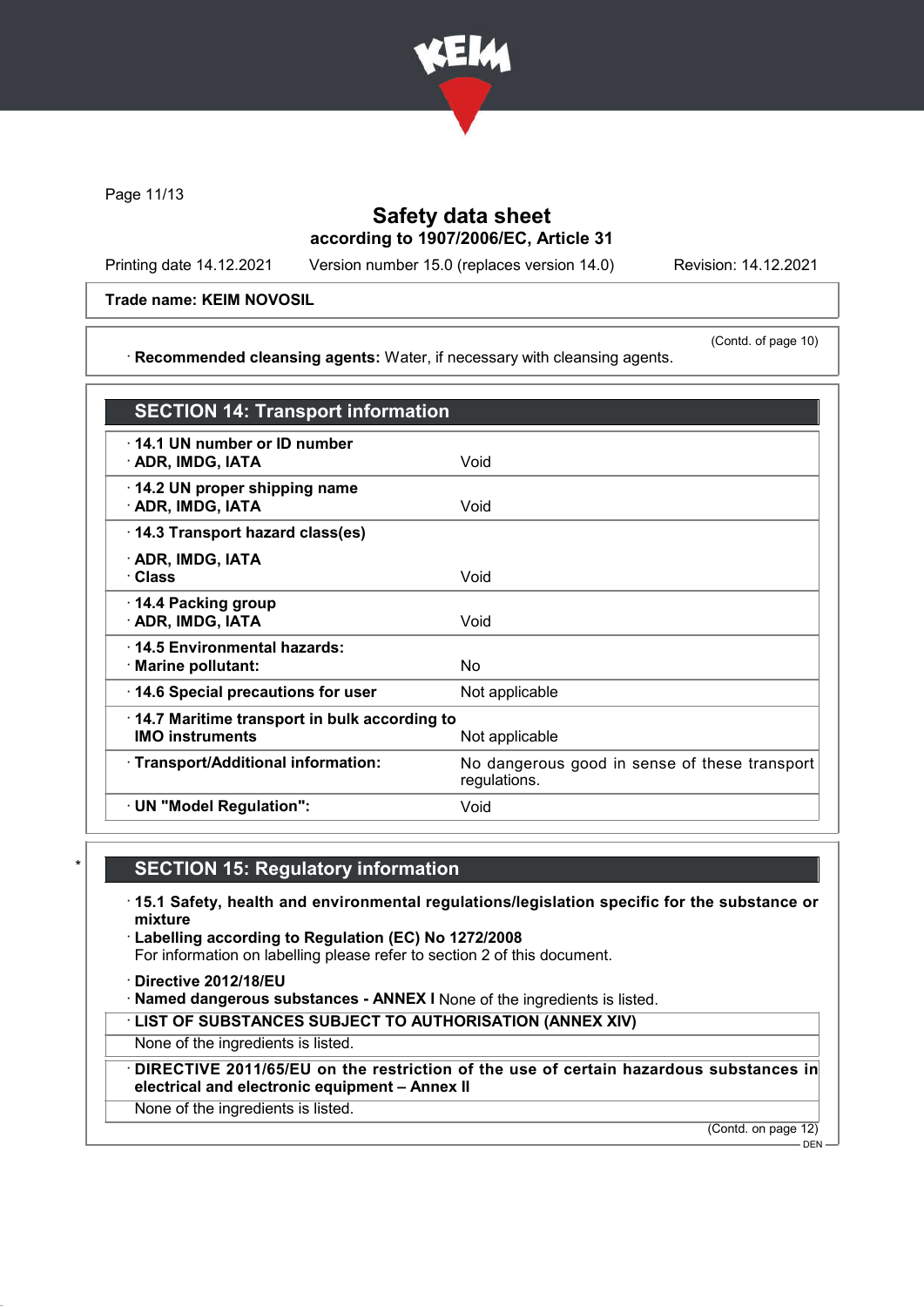Safety data sheet
according to 1907/2006/EC, Article 31

Printing date 14.12.2021 Version number 15.0 (replaces version 14.0) Revision: 14.12.2021

**Trade name: KEIM NOVOSIL**

(Contd. of page 10)

· **Recommended cleansing agents:** Water, if necessary with cleansing agents.

## SECTION 14: Transport information

| | |
|---|---|
| · **14.1 UN number or ID number**<br>· **ADR, IMDG, IATA** | Void |
| · **14.2 UN proper shipping name**<br>· **ADR, IMDG, IATA** | Void |
| · **14.3 Transport hazard class(es)**<br>· **ADR, IMDG, IATA**<br>· **Class** | Void |
| · **14.4 Packing group**<br>· **ADR, IMDG, IATA** | Void |
| · **14.5 Environmental hazards:**<br>· **Marine pollutant:** | No |
| · **14.6 Special precautions for user** | Not applicable |
| · **14.7 Maritime transport in bulk according to IMO instruments** | Not applicable |
| · **Transport/Additional information:** | No dangerous good in sense of these transport regulations. |
| · **UN "Model Regulation":** | Void |

## SECTION 15: Regulatory information

· **15.1 Safety, health and environmental regulations/legislation specific for the substance or mixture**
· **Labelling according to Regulation (EC) No 1272/2008**
For information on labelling please refer to section 2 of this document.

· **Directive 2012/18/EU**
· **Named dangerous substances - ANNEX I** None of the ingredients is listed.

· **LIST OF SUBSTANCES SUBJECT TO AUTHORISATION (ANNEX XIV)**
None of the ingredients is listed.

· **DIRECTIVE 2011/65/EU on the restriction of the use of certain hazardous substances in electrical and electronic equipment – Annex II**
None of the ingredients is listed.

(Contd. on page 12)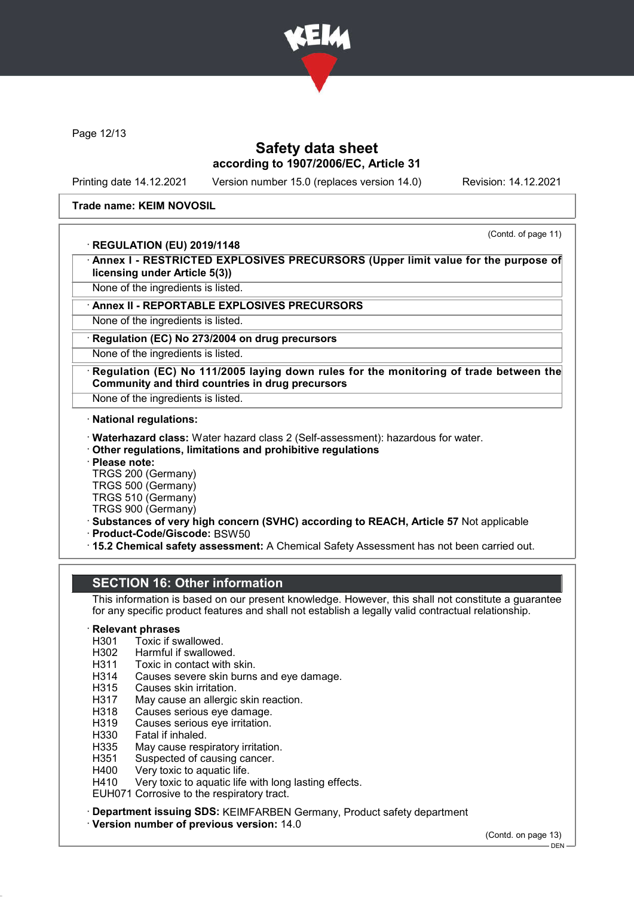Trade name: KEIM NOVOSIL

(Contd. of page 11)

· **REGULATION (EU) 2019/1148**

· **Annex I - RESTRICTED EXPLOSIVES PRECURSORS (Upper limit value for the purpose of licensing under Article 5(3))**

None of the ingredients is listed.

· **Annex II - REPORTABLE EXPLOSIVES PRECURSORS**

None of the ingredients is listed.

· **Regulation (EC) No 273/2004 on drug precursors**

None of the ingredients is listed.

· **Regulation (EC) No 111/2005 laying down rules for the monitoring of trade between the Community and third countries in drug precursors**

None of the ingredients is listed.

· **National regulations:**

· **Waterhazard class:** Water hazard class 2 (Self-assessment): hazardous for water.
· **Other regulations, limitations and prohibitive regulations**
· **Please note:**
TRGS 200 (Germany)
TRGS 500 (Germany)
TRGS 510 (Germany)
TRGS 900 (Germany)
· **Substances of very high concern (SVHC) according to REACH, Article 57** Not applicable
· **Product-Code/Giscode:** BSW50
· **15.2 Chemical safety assessment:** A Chemical Safety Assessment has not been carried out.

## SECTION 16: Other information

This information is based on our present knowledge. However, this shall not constitute a guarantee for any specific product features and shall not establish a legally valid contractual relationship.

· **Relevant phrases**

H301 Toxic if swallowed.
H302 Harmful if swallowed.
H311 Toxic in contact with skin.
H314 Causes severe skin burns and eye damage.
H315 Causes skin irritation.
H317 May cause an allergic skin reaction.
H318 Causes serious eye damage.
H319 Causes serious eye irritation.
H330 Fatal if inhaled.
H335 May cause respiratory irritation.
H351 Suspected of causing cancer.
H400 Very toxic to aquatic life.
H410 Very toxic to aquatic life with long lasting effects.
EUH071 Corrosive to the respiratory tract.

· **Department issuing SDS:** KEIMFARBEN Germany, Product safety department
· **Version number of previous version:** 14.0

(Contd. on page 13)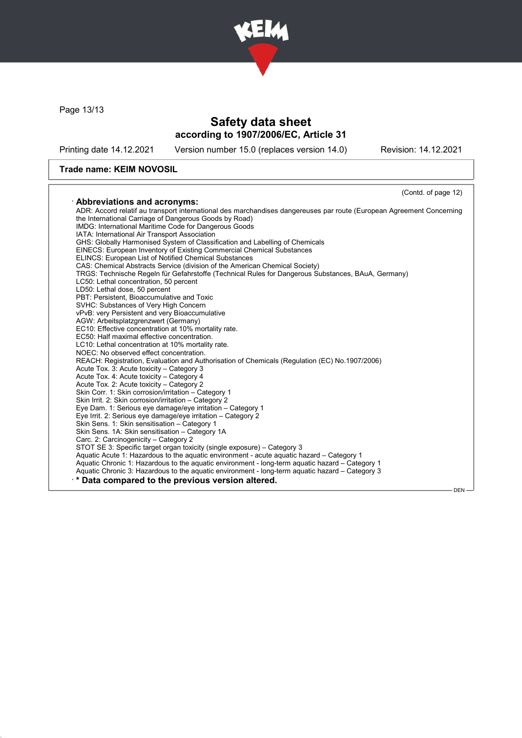# Safety data sheet
## according to 1907/2006/EC, Article 31

Printing date 14.12.2021 Version number 15.0 (replaces version 14.0) Revision: 14.12.2021

**Trade name: KEIM NOVOSIL**

(Contd. of page 12)

· **Abbreviations and acronyms:**
ADR: Accord relatif au transport international des marchandises dangereuses par route (European Agreement Concerning the International Carriage of Dangerous Goods by Road)
IMDG: International Maritime Code for Dangerous Goods
IATA: International Air Transport Association
GHS: Globally Harmonised System of Classification and Labelling of Chemicals
EINECS: European Inventory of Existing Commercial Chemical Substances
ELINCS: European List of Notified Chemical Substances
CAS: Chemical Abstracts Service (division of the American Chemical Society)
TRGS: Technische Regeln für Gefahrstoffe (Technical Rules for Dangerous Substances, BAuA, Germany)
LC50: Lethal concentration, 50 percent
LD50: Lethal dose, 50 percent
PBT: Persistent, Bioaccumulative and Toxic
SVHC: Substances of Very High Concern
vPvB: very Persistent and very Bioaccumulative
AGW: Arbeitsplatzgrenzwert (Germany)
EC10: Effective concentration at 10% mortality rate.
EC50: Half maximal effective concentration.
LC10: Lethal concentration at 10% mortality rate.
NOEC: No observed effect concentration.
REACH: Registration, Evaluation and Authorisation of Chemicals (Regulation (EC) No.1907/2006)
Acute Tox. 3: Acute toxicity – Category 3
Acute Tox. 4: Acute toxicity – Category 4
Acute Tox. 2: Acute toxicity – Category 2
Skin Corr. 1: Skin corrosion/irritation – Category 1
Skin Irrit. 2: Skin corrosion/irritation – Category 2
Eye Dam. 1: Serious eye damage/eye irritation – Category 1
Eye Irrit. 2: Serious eye damage/eye irritation – Category 2
Skin Sens. 1: Skin sensitisation – Category 1
Skin Sens. 1A: Skin sensitisation – Category 1A
Carc. 2: Carcinogenicity – Category 2
STOT SE 3: Specific target organ toxicity (single exposure) – Category 3
Aquatic Acute 1: Hazardous to the aquatic environment - acute aquatic hazard – Category 1
Aquatic Chronic 1: Hazardous to the aquatic environment - long-term aquatic hazard – Category 1
Aquatic Chronic 3: Hazardous to the aquatic environment - long-term aquatic hazard – Category 3

· **\* Data compared to the previous version altered.**

DEN